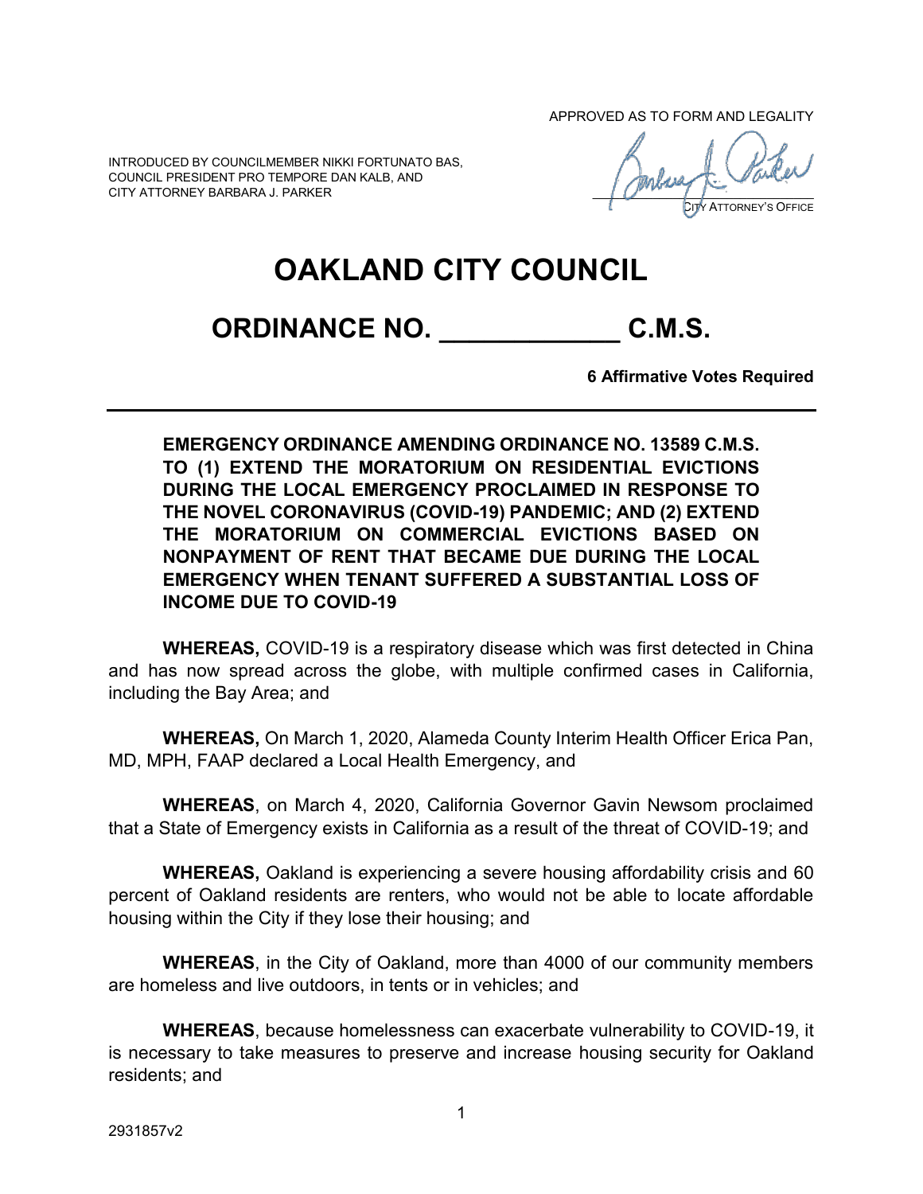APPROVED AS TO FORM AND LEGALITY

INTRODUCED BY COUNCILMEMBER NIKKI FORTUNATO BAS,
COUNCIL PRESIDENT PRO TEMPORE DAN KALB, AND
CITY ATTORNEY BARBARA J. PARKER

CITY ATTORNEY'S OFFICE

# OAKLAND CITY COUNCIL

## ORDINANCE NO. ____________ C.M.S.

**6 Affirmative Votes Required**

---

**EMERGENCY ORDINANCE AMENDING ORDINANCE NO. 13589 C.M.S. TO (1) EXTEND THE MORATORIUM ON RESIDENTIAL EVICTIONS DURING THE LOCAL EMERGENCY PROCLAIMED IN RESPONSE TO THE NOVEL CORONAVIRUS (COVID-19) PANDEMIC; AND (2) EXTEND THE MORATORIUM ON COMMERCIAL EVICTIONS BASED ON NONPAYMENT OF RENT THAT BECAME DUE DURING THE LOCAL EMERGENCY WHEN TENANT SUFFERED A SUBSTANTIAL LOSS OF INCOME DUE TO COVID-19**

**WHEREAS,** COVID-19 is a respiratory disease which was first detected in China and has now spread across the globe, with multiple confirmed cases in California, including the Bay Area; and

**WHEREAS,** On March 1, 2020, Alameda County Interim Health Officer Erica Pan, MD, MPH, FAAP declared a Local Health Emergency, and

**WHEREAS**, on March 4, 2020, California Governor Gavin Newsom proclaimed that a State of Emergency exists in California as a result of the threat of COVID-19; and

**WHEREAS,** Oakland is experiencing a severe housing affordability crisis and 60 percent of Oakland residents are renters, who would not be able to locate affordable housing within the City if they lose their housing; and

**WHEREAS**, in the City of Oakland, more than 4000 of our community members are homeless and live outdoors, in tents or in vehicles; and

**WHEREAS**, because homelessness can exacerbate vulnerability to COVID-19, it is necessary to take measures to preserve and increase housing security for Oakland residents; and

2931857v2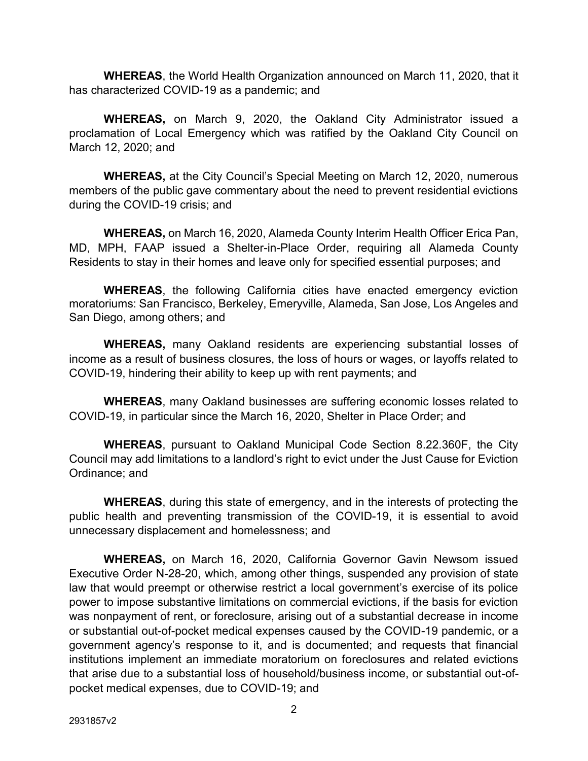**WHEREAS**, the World Health Organization announced on March 11, 2020, that it has characterized COVID-19 as a pandemic; and

**WHEREAS,** on March 9, 2020, the Oakland City Administrator issued a proclamation of Local Emergency which was ratified by the Oakland City Council on March 12, 2020; and

**WHEREAS,** at the City Council's Special Meeting on March 12, 2020, numerous members of the public gave commentary about the need to prevent residential evictions during the COVID-19 crisis; and

**WHEREAS,** on March 16, 2020, Alameda County Interim Health Officer Erica Pan, MD, MPH, FAAP issued a Shelter-in-Place Order, requiring all Alameda County Residents to stay in their homes and leave only for specified essential purposes; and

**WHEREAS**, the following California cities have enacted emergency eviction moratoriums: San Francisco, Berkeley, Emeryville, Alameda, San Jose, Los Angeles and San Diego, among others; and

**WHEREAS,** many Oakland residents are experiencing substantial losses of income as a result of business closures, the loss of hours or wages, or layoffs related to COVID-19, hindering their ability to keep up with rent payments; and

**WHEREAS**, many Oakland businesses are suffering economic losses related to COVID-19, in particular since the March 16, 2020, Shelter in Place Order; and

**WHEREAS**, pursuant to Oakland Municipal Code Section 8.22.360F, the City Council may add limitations to a landlord's right to evict under the Just Cause for Eviction Ordinance; and

**WHEREAS**, during this state of emergency, and in the interests of protecting the public health and preventing transmission of the COVID-19, it is essential to avoid unnecessary displacement and homelessness; and

**WHEREAS,** on March 16, 2020, California Governor Gavin Newsom issued Executive Order N-28-20, which, among other things, suspended any provision of state law that would preempt or otherwise restrict a local government's exercise of its police power to impose substantive limitations on commercial evictions, if the basis for eviction was nonpayment of rent, or foreclosure, arising out of a substantial decrease in income or substantial out-of-pocket medical expenses caused by the COVID-19 pandemic, or a government agency's response to it, and is documented; and requests that financial institutions implement an immediate moratorium on foreclosures and related evictions that arise due to a substantial loss of household/business income, or substantial out-of-pocket medical expenses, due to COVID-19; and

2931857v2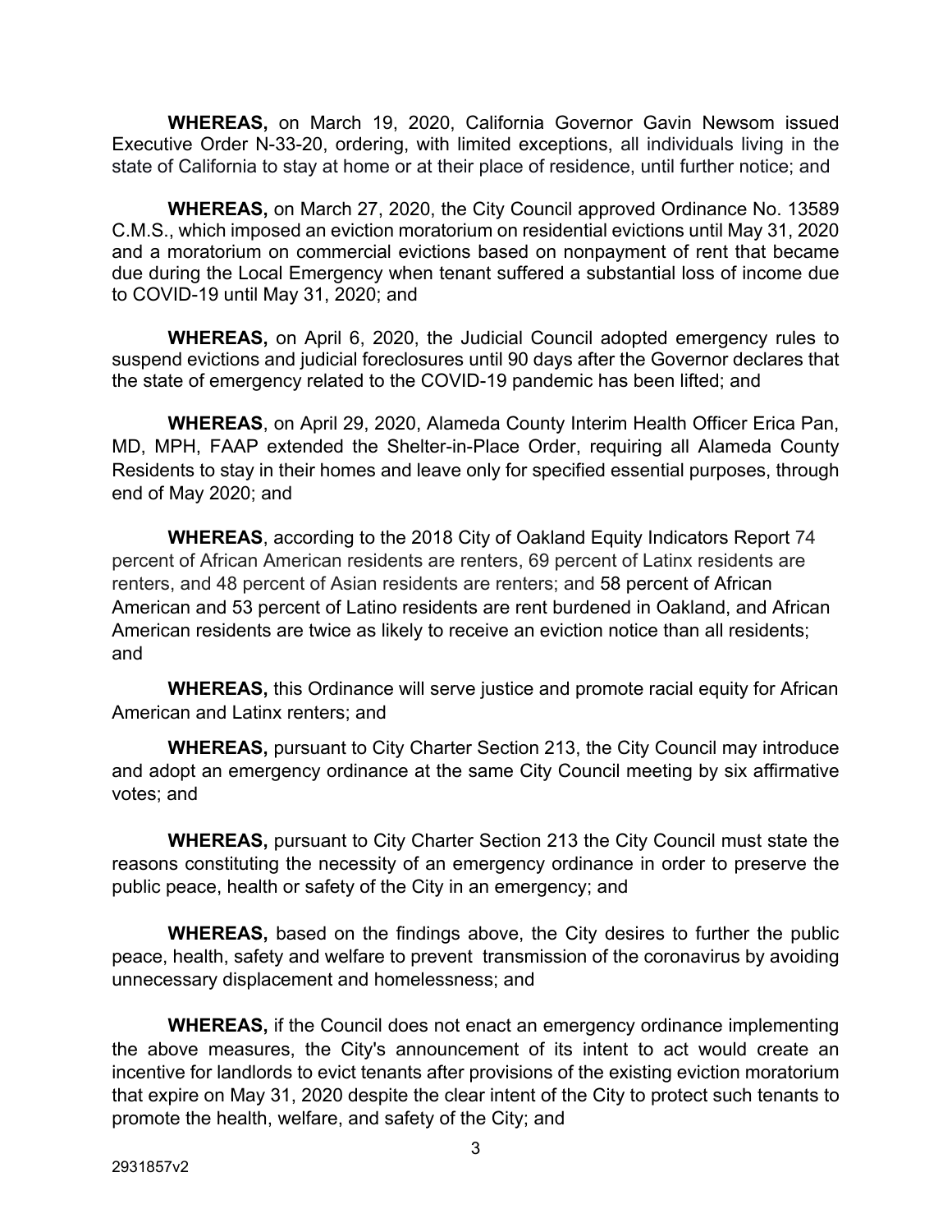**WHEREAS,** on March 19, 2020, California Governor Gavin Newsom issued Executive Order N-33-20, ordering, with limited exceptions, all individuals living in the state of California to stay at home or at their place of residence, until further notice; and

**WHEREAS,** on March 27, 2020, the City Council approved Ordinance No. 13589 C.M.S., which imposed an eviction moratorium on residential evictions until May 31, 2020 and a moratorium on commercial evictions based on nonpayment of rent that became due during the Local Emergency when tenant suffered a substantial loss of income due to COVID-19 until May 31, 2020; and

**WHEREAS,** on April 6, 2020, the Judicial Council adopted emergency rules to suspend evictions and judicial foreclosures until 90 days after the Governor declares that the state of emergency related to the COVID-19 pandemic has been lifted; and

**WHEREAS**, on April 29, 2020, Alameda County Interim Health Officer Erica Pan, MD, MPH, FAAP extended the Shelter-in-Place Order, requiring all Alameda County Residents to stay in their homes and leave only for specified essential purposes, through end of May 2020; and

**WHEREAS**, according to the 2018 City of Oakland Equity Indicators Report 74 percent of African American residents are renters, 69 percent of Latinx residents are renters, and 48 percent of Asian residents are renters; and 58 percent of African American and 53 percent of Latino residents are rent burdened in Oakland, and African American residents are twice as likely to receive an eviction notice than all residents; and

**WHEREAS,** this Ordinance will serve justice and promote racial equity for African American and Latinx renters; and

**WHEREAS,** pursuant to City Charter Section 213, the City Council may introduce and adopt an emergency ordinance at the same City Council meeting by six affirmative votes; and

**WHEREAS,** pursuant to City Charter Section 213 the City Council must state the reasons constituting the necessity of an emergency ordinance in order to preserve the public peace, health or safety of the City in an emergency; and

**WHEREAS,** based on the findings above, the City desires to further the public peace, health, safety and welfare to prevent transmission of the coronavirus by avoiding unnecessary displacement and homelessness; and

**WHEREAS,** if the Council does not enact an emergency ordinance implementing the above measures, the City's announcement of its intent to act would create an incentive for landlords to evict tenants after provisions of the existing eviction moratorium that expire on May 31, 2020 despite the clear intent of the City to protect such tenants to promote the health, welfare, and safety of the City; and

2931857v2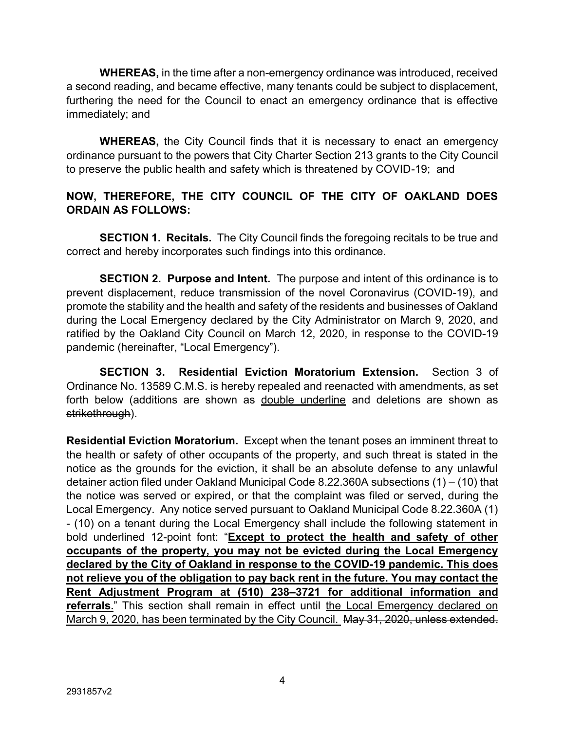**WHEREAS,** in the time after a non-emergency ordinance was introduced, received a second reading, and became effective, many tenants could be subject to displacement, furthering the need for the Council to enact an emergency ordinance that is effective immediately; and

**WHEREAS,** the City Council finds that it is necessary to enact an emergency ordinance pursuant to the powers that City Charter Section 213 grants to the City Council to preserve the public health and safety which is threatened by COVID-19; and

**NOW, THEREFORE, THE CITY COUNCIL OF THE CITY OF OAKLAND DOES ORDAIN AS FOLLOWS:**

**SECTION 1. Recitals.** The City Council finds the foregoing recitals to be true and correct and hereby incorporates such findings into this ordinance.

**SECTION 2. Purpose and Intent.** The purpose and intent of this ordinance is to prevent displacement, reduce transmission of the novel Coronavirus (COVID-19), and promote the stability and the health and safety of the residents and businesses of Oakland during the Local Emergency declared by the City Administrator on March 9, 2020, and ratified by the Oakland City Council on March 12, 2020, in response to the COVID-19 pandemic (hereinafter, "Local Emergency").

**SECTION 3. Residential Eviction Moratorium Extension.** Section 3 of Ordinance No. 13589 C.M.S. is hereby repealed and reenacted with amendments, as set forth below (additions are shown as <u>double underline</u> and deletions are shown as ~~strikethrough~~).

**Residential Eviction Moratorium.** Except when the tenant poses an imminent threat to the health or safety of other occupants of the property, and such threat is stated in the notice as the grounds for the eviction, it shall be an absolute defense to any unlawful detainer action filed under Oakland Municipal Code 8.22.360A subsections (1) – (10) that the notice was served or expired, or that the complaint was filed or served, during the Local Emergency. Any notice served pursuant to Oakland Municipal Code 8.22.360A (1) - (10) on a tenant during the Local Emergency shall include the following statement in bold underlined 12-point font: "<u>**Except to protect the health and safety of other occupants of the property, you may not be evicted during the Local Emergency declared by the City of Oakland in response to the COVID-19 pandemic. This does not relieve you of the obligation to pay back rent in the future. You may contact the Rent Adjustment Program at (510) 238–3721 for additional information and referrals.**</u>" This section shall remain in effect until <u>the Local Emergency declared on March 9, 2020, has been terminated by the City Council.</u> ~~May 31, 2020, unless extended.~~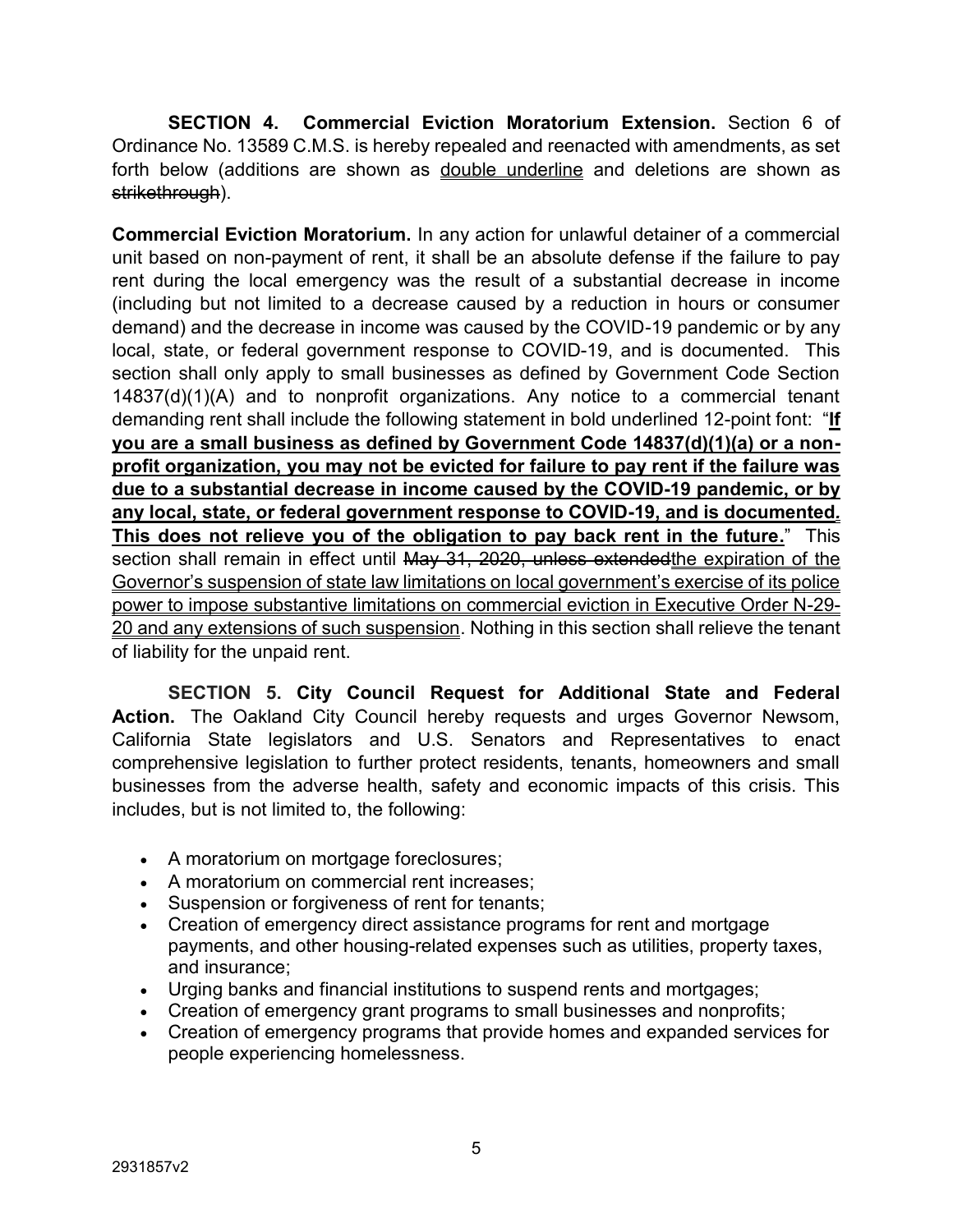**SECTION 4. Commercial Eviction Moratorium Extension.** Section 6 of Ordinance No. 13589 C.M.S. is hereby repealed and reenacted with amendments, as set forth below (additions are shown as <u>double underline</u> and deletions are shown as ~~strikethrough~~).

**Commercial Eviction Moratorium.** In any action for unlawful detainer of a commercial unit based on non-payment of rent, it shall be an absolute defense if the failure to pay rent during the local emergency was the result of a substantial decrease in income (including but not limited to a decrease caused by a reduction in hours or consumer demand) and the decrease in income was caused by the COVID-19 pandemic or by any local, state, or federal government response to COVID-19, and is documented. This section shall only apply to small businesses as defined by Government Code Section 14837(d)(1)(A) and to nonprofit organizations. Any notice to a commercial tenant demanding rent shall include the following statement in bold underlined 12-point font: "<u>**If you are a small business as defined by Government Code 14837(d)(1)(a) or a non-profit organization, you may not be evicted for failure to pay rent if the failure was due to a substantial decrease in income caused by the COVID-19 pandemic, or by any local, state, or federal government response to COVID-19, and is documented. This does not relieve you of the obligation to pay back rent in the future.**</u>" This section shall remain in effect until ~~May 31, 2020, unless extended~~<u>the expiration of the Governor's suspension of state law limitations on local government's exercise of its police power to impose substantive limitations on commercial eviction in Executive Order N-29-20 and any extensions of such suspension</u>. Nothing in this section shall relieve the tenant of liability for the unpaid rent.

**SECTION 5. City Council Request for Additional State and Federal Action.** The Oakland City Council hereby requests and urges Governor Newsom, California State legislators and U.S. Senators and Representatives to enact comprehensive legislation to further protect residents, tenants, homeowners and small businesses from the adverse health, safety and economic impacts of this crisis. This includes, but is not limited to, the following:

- A moratorium on mortgage foreclosures;
- A moratorium on commercial rent increases;
- Suspension or forgiveness of rent for tenants;
- Creation of emergency direct assistance programs for rent and mortgage payments, and other housing-related expenses such as utilities, property taxes, and insurance;
- Urging banks and financial institutions to suspend rents and mortgages;
- Creation of emergency grant programs to small businesses and nonprofits;
- Creation of emergency programs that provide homes and expanded services for people experiencing homelessness.

2931857v2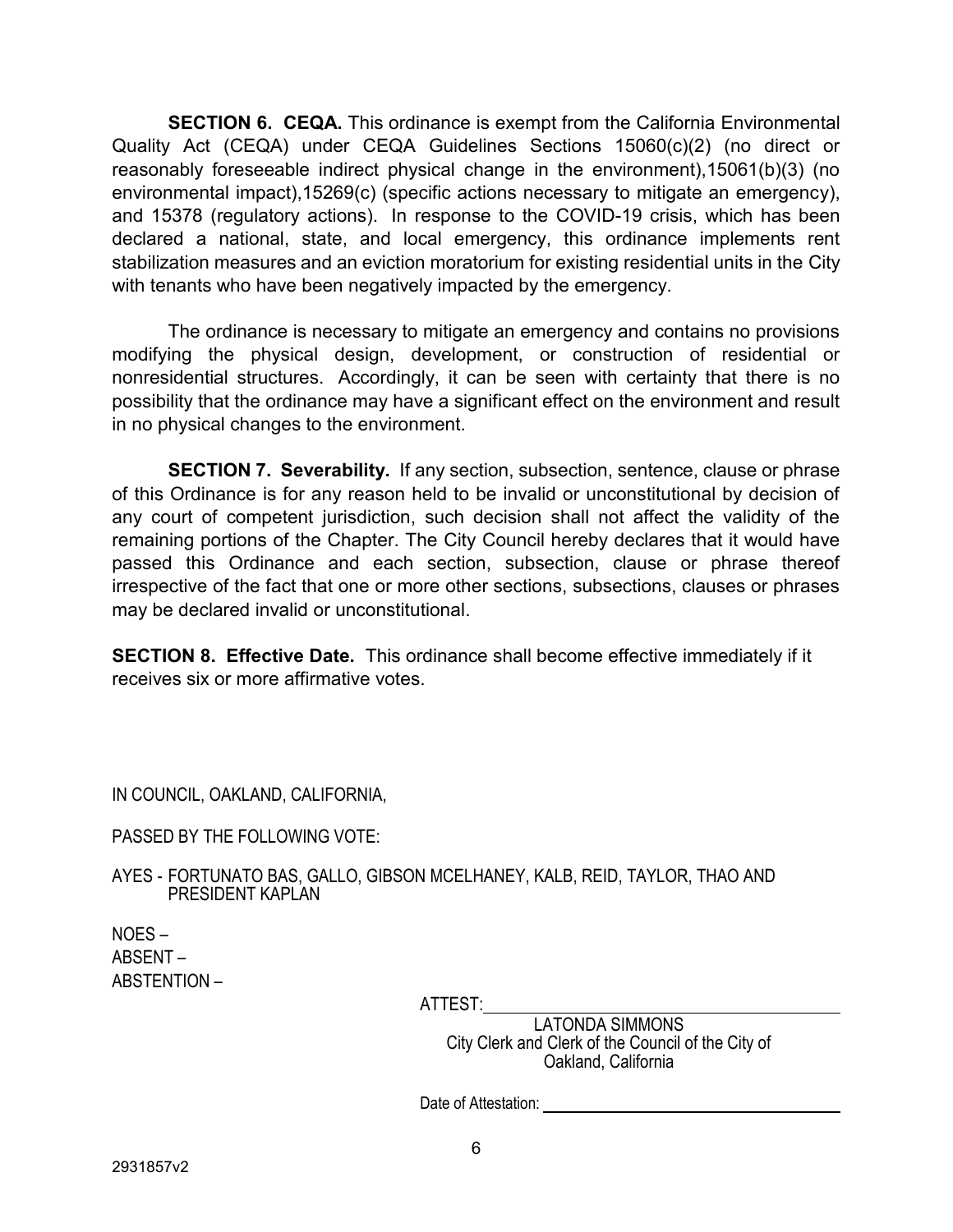**SECTION 6. CEQA.** This ordinance is exempt from the California Environmental Quality Act (CEQA) under CEQA Guidelines Sections 15060(c)(2) (no direct or reasonably foreseeable indirect physical change in the environment),15061(b)(3) (no environmental impact),15269(c) (specific actions necessary to mitigate an emergency), and 15378 (regulatory actions). In response to the COVID-19 crisis, which has been declared a national, state, and local emergency, this ordinance implements rent stabilization measures and an eviction moratorium for existing residential units in the City with tenants who have been negatively impacted by the emergency.

The ordinance is necessary to mitigate an emergency and contains no provisions modifying the physical design, development, or construction of residential or nonresidential structures. Accordingly, it can be seen with certainty that there is no possibility that the ordinance may have a significant effect on the environment and result in no physical changes to the environment.

**SECTION 7. Severability.** If any section, subsection, sentence, clause or phrase of this Ordinance is for any reason held to be invalid or unconstitutional by decision of any court of competent jurisdiction, such decision shall not affect the validity of the remaining portions of the Chapter. The City Council hereby declares that it would have passed this Ordinance and each section, subsection, clause or phrase thereof irrespective of the fact that one or more other sections, subsections, clauses or phrases may be declared invalid or unconstitutional.

**SECTION 8. Effective Date.** This ordinance shall become effective immediately if it receives six or more affirmative votes.

IN COUNCIL, OAKLAND, CALIFORNIA,

PASSED BY THE FOLLOWING VOTE:

AYES - FORTUNATO BAS, GALLO, GIBSON MCELHANEY, KALB, REID, TAYLOR, THAO AND PRESIDENT KAPLAN

NOES –

ABSENT –

ABSTENTION –

ATTEST: ______________________________

LATONDA SIMMONS
City Clerk and Clerk of the Council of the City of Oakland, California

Date of Attestation: ______________________________

2931857v2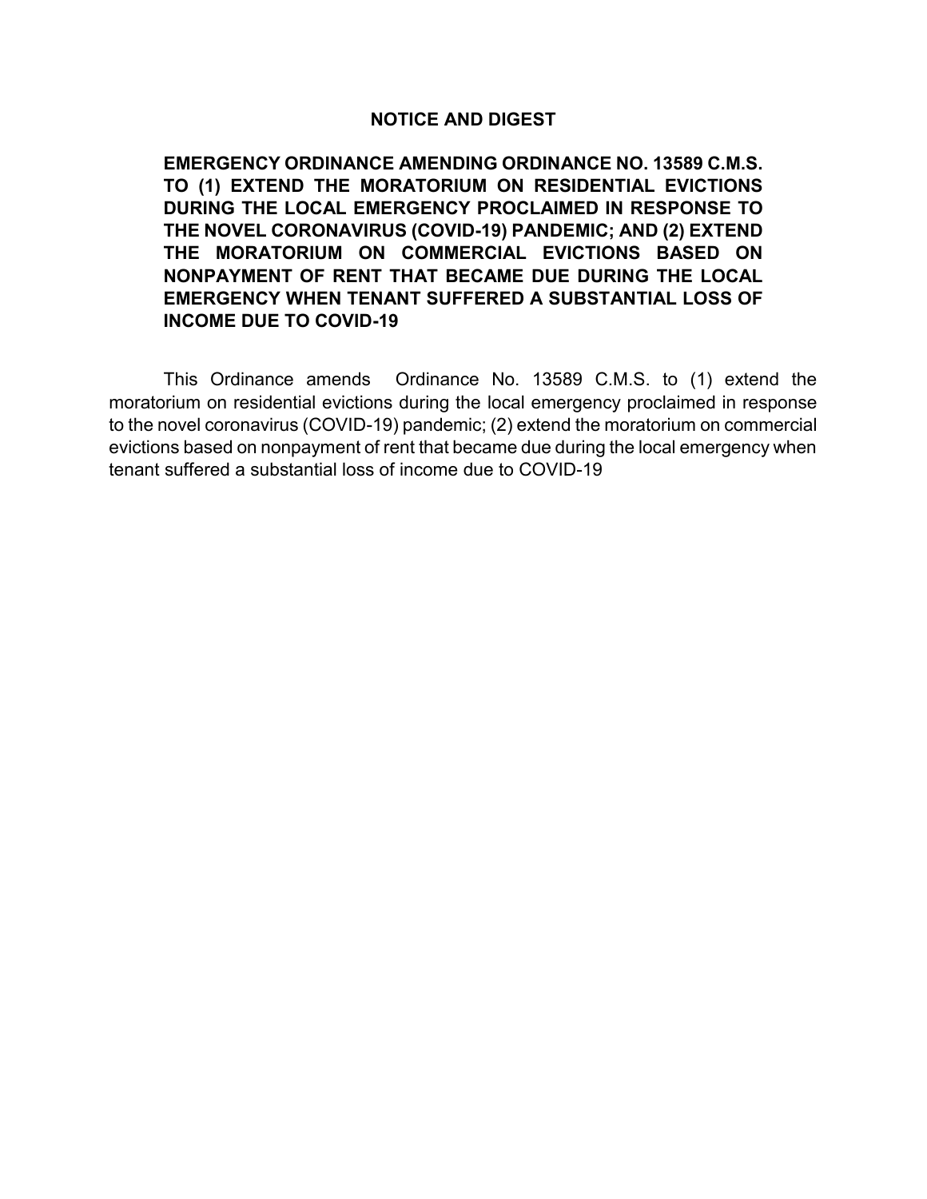**NOTICE AND DIGEST**

**EMERGENCY ORDINANCE AMENDING ORDINANCE NO. 13589 C.M.S. TO (1) EXTEND THE MORATORIUM ON RESIDENTIAL EVICTIONS DURING THE LOCAL EMERGENCY PROCLAIMED IN RESPONSE TO THE NOVEL CORONAVIRUS (COVID-19) PANDEMIC; AND (2) EXTEND THE MORATORIUM ON COMMERCIAL EVICTIONS BASED ON NONPAYMENT OF RENT THAT BECAME DUE DURING THE LOCAL EMERGENCY WHEN TENANT SUFFERED A SUBSTANTIAL LOSS OF INCOME DUE TO COVID-19**

This Ordinance amends Ordinance No. 13589 C.M.S. to (1) extend the moratorium on residential evictions during the local emergency proclaimed in response to the novel coronavirus (COVID-19) pandemic; (2) extend the moratorium on commercial evictions based on nonpayment of rent that became due during the local emergency when tenant suffered a substantial loss of income due to COVID-19